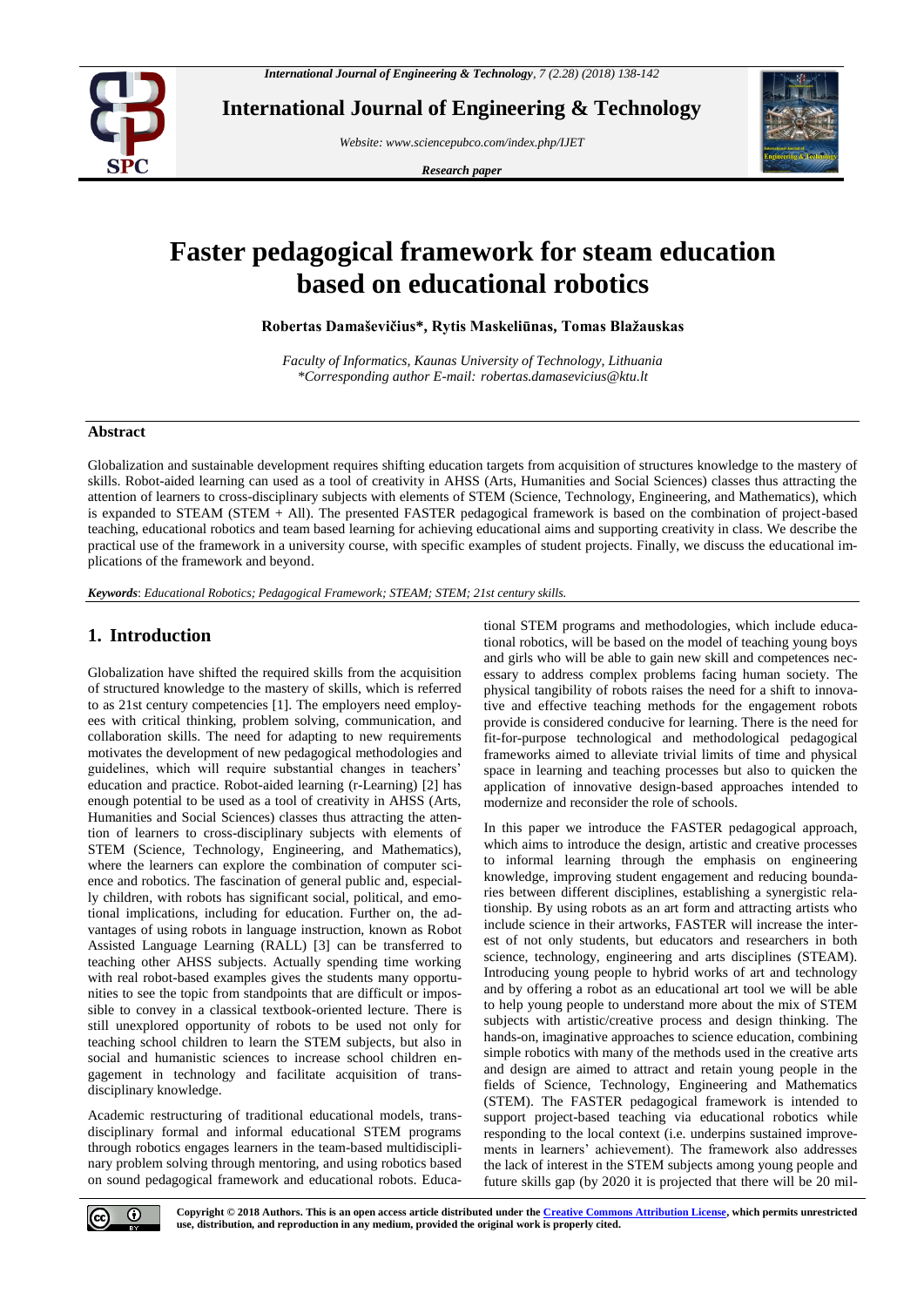# Faster pedagogical framework for steam education based on educational robotics

**Robertas Damaševičius*, Rytis Maskeliūnas, Tomas Blažauskas**

*Faculty of Informatics, Kaunas University of Technology, Lithuania*
*\*Corresponding author E-mail: robertas.damasevicius@ktu.lt*

## Abstract

Globalization and sustainable development requires shifting education targets from acquisition of structures knowledge to the mastery of skills. Robot-aided learning can used as a tool of creativity in AHSS (Arts, Humanities and Social Sciences) classes thus attracting the attention of learners to cross-disciplinary subjects with elements of STEM (Science, Technology, Engineering, and Mathematics), which is expanded to STEAM (STEM + All). The presented FASTER pedagogical framework is based on the combination of project-based teaching, educational robotics and team based learning for achieving educational aims and supporting creativity in class. We describe the practical use of the framework in a university course, with specific examples of student projects. Finally, we discuss the educational implications of the framework and beyond.

***Keywords***: *Educational Robotics; Pedagogical Framework; STEAM; STEM; 21st century skills.*

## 1. Introduction

Globalization have shifted the required skills from the acquisition of structured knowledge to the mastery of skills, which is referred to as 21st century competencies [1]. The employers need employees with critical thinking, problem solving, communication, and collaboration skills. The need for adapting to new requirements motivates the development of new pedagogical methodologies and guidelines, which will require substantial changes in teachers' education and practice. Robot-aided learning (r-Learning) [2] has enough potential to be used as a tool of creativity in AHSS (Arts, Humanities and Social Sciences) classes thus attracting the attention of learners to cross-disciplinary subjects with elements of STEM (Science, Technology, Engineering, and Mathematics), where the learners can explore the combination of computer science and robotics. The fascination of general public and, especially children, with robots has significant social, political, and emotional implications, including for education. Further on, the advantages of using robots in language instruction, known as Robot Assisted Language Learning (RALL) [3] can be transferred to teaching other AHSS subjects. Actually spending time working with real robot-based examples gives the students many opportunities to see the topic from standpoints that are difficult or impossible to convey in a classical textbook-oriented lecture. There is still unexplored opportunity of robots to be used not only for teaching school children to learn the STEM subjects, but also in social and humanistic sciences to increase school children engagement in technology and facilitate acquisition of trans-disciplinary knowledge.

Academic restructuring of traditional educational models, trans-disciplinary formal and informal educational STEM programs through robotics engages learners in the team-based multidisciplinary problem solving through mentoring, and using robotics based on sound pedagogical framework and educational robots. Educational STEM programs and methodologies, which include educational robotics, will be based on the model of teaching young boys and girls who will be able to gain new skill and competences necessary to address complex problems facing human society. The physical tangibility of robots raises the need for a shift to innovative and effective teaching methods for the engagement robots provide is considered conducive for learning. There is the need for fit-for-purpose technological and methodological pedagogical frameworks aimed to alleviate trivial limits of time and physical space in learning and teaching processes but also to quicken the application of innovative design-based approaches intended to modernize and reconsider the role of schools.

In this paper we introduce the FASTER pedagogical approach, which aims to introduce the design, artistic and creative processes to informal learning through the emphasis on engineering knowledge, improving student engagement and reducing boundaries between different disciplines, establishing a synergistic relationship. By using robots as an art form and attracting artists who include science in their artworks, FASTER will increase the interest of not only students, but educators and researchers in both science, technology, engineering and arts disciplines (STEAM). Introducing young people to hybrid works of art and technology and by offering a robot as an educational art tool we will be able to help young people to understand more about the mix of STEM subjects with artistic/creative process and design thinking. The hands-on, imaginative approaches to science education, combining simple robotics with many of the methods used in the creative arts and design are aimed to attract and retain young people in the fields of Science, Technology, Engineering and Mathematics (STEM). The FASTER pedagogical framework is intended to support project-based teaching via educational robotics while responding to the local context (i.e. underpins sustained improvements in learners' achievement). The framework also addresses the lack of interest in the STEM subjects among young people and future skills gap (by 2020 it is projected that there will be 20 mil-

**Copyright © 2018 Authors. This is an open access article distributed under the Creative Commons Attribution License, which permits unrestricted use, distribution, and reproduction in any medium, provided the original work is properly cited.**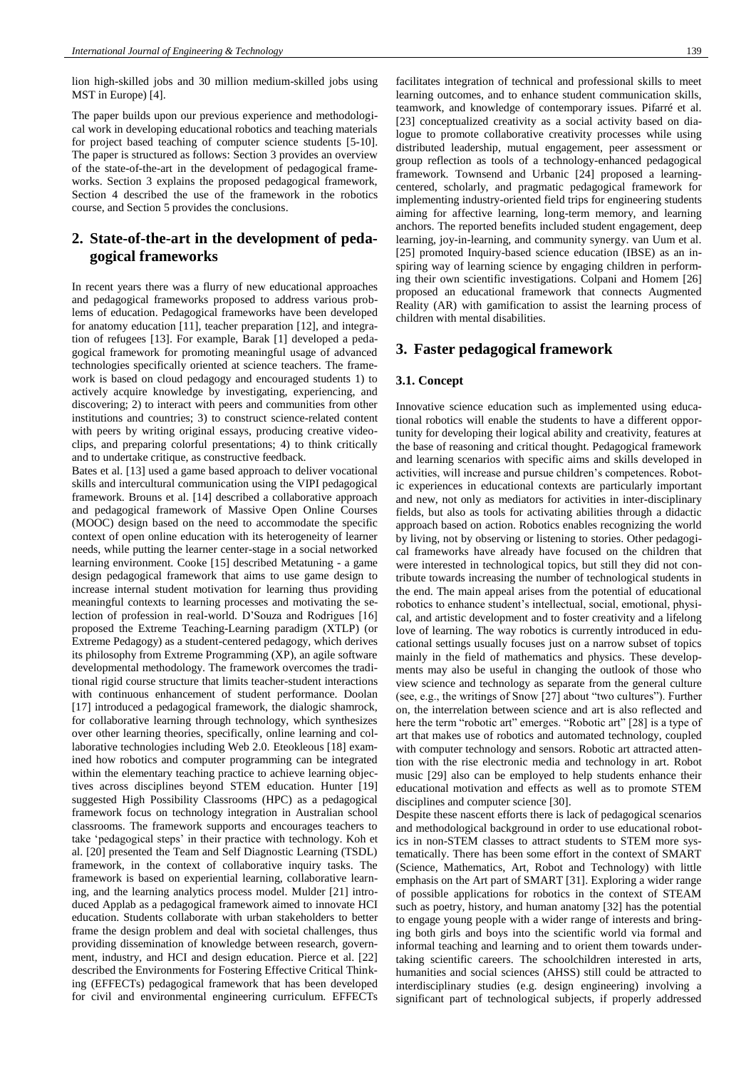lion high-skilled jobs and 30 million medium-skilled jobs using MST in Europe) [4].

The paper builds upon our previous experience and methodological work in developing educational robotics and teaching materials for project based teaching of computer science students [5-10]. The paper is structured as follows: Section 3 provides an overview of the state-of-the-art in the development of pedagogical frameworks. Section 3 explains the proposed pedagogical framework, Section 4 described the use of the framework in the robotics course, and Section 5 provides the conclusions.

## 2. State-of-the-art in the development of pedagogical frameworks

In recent years there was a flurry of new educational approaches and pedagogical frameworks proposed to address various problems of education. Pedagogical frameworks have been developed for anatomy education [11], teacher preparation [12], and integration of refugees [13]. For example, Barak [1] developed a pedagogical framework for promoting meaningful usage of advanced technologies specifically oriented at science teachers. The framework is based on cloud pedagogy and encouraged students 1) to actively acquire knowledge by investigating, experiencing, and discovering; 2) to interact with peers and communities from other institutions and countries; 3) to construct science-related content with peers by writing original essays, producing creative video-clips, and preparing colorful presentations; 4) to think critically and to undertake critique, as constructive feedback.

Bates et al. [13] used a game based approach to deliver vocational skills and intercultural communication using the VIPI pedagogical framework. Brouns et al. [14] described a collaborative approach and pedagogical framework of Massive Open Online Courses (MOOC) design based on the need to accommodate the specific context of open online education with its heterogeneity of learner needs, while putting the learner center-stage in a social networked learning environment. Cooke [15] described Metatuning - a game design pedagogical framework that aims to use game design to increase internal student motivation for learning thus providing meaningful contexts to learning processes and motivating the selection of profession in real-world. D'Souza and Rodrigues [16] proposed the Extreme Teaching-Learning paradigm (XTLP) (or Extreme Pedagogy) as a student-centered pedagogy, which derives its philosophy from Extreme Programming (XP), an agile software developmental methodology. The framework overcomes the traditional rigid course structure that limits teacher-student interactions with continuous enhancement of student performance. Doolan [17] introduced a pedagogical framework, the dialogic shamrock, for collaborative learning through technology, which synthesizes over other learning theories, specifically, online learning and collaborative technologies including Web 2.0. Eteokleous [18] examined how robotics and computer programming can be integrated within the elementary teaching practice to achieve learning objectives across disciplines beyond STEM education. Hunter [19] suggested High Possibility Classrooms (HPC) as a pedagogical framework focus on technology integration in Australian school classrooms. The framework supports and encourages teachers to take 'pedagogical steps' in their practice with technology. Koh et al. [20] presented the Team and Self Diagnostic Learning (TSDL) framework, in the context of collaborative inquiry tasks. The framework is based on experiential learning, collaborative learning, and the learning analytics process model. Mulder [21] introduced Applab as a pedagogical framework aimed to innovate HCI education. Students collaborate with urban stakeholders to better frame the design problem and deal with societal challenges, thus providing dissemination of knowledge between research, government, industry, and HCI and design education. Pierce et al. [22] described the Environments for Fostering Effective Critical Thinking (EFFECTs) pedagogical framework that has been developed for civil and environmental engineering curriculum. EFFECTs facilitates integration of technical and professional skills to meet learning outcomes, and to enhance student communication skills, teamwork, and knowledge of contemporary issues. Pifarré et al. [23] conceptualized creativity as a social activity based on dialogue to promote collaborative creativity processes while using distributed leadership, mutual engagement, peer assessment or group reflection as tools of a technology-enhanced pedagogical framework. Townsend and Urbanic [24] proposed a learning-centered, scholarly, and pragmatic pedagogical framework for implementing industry-oriented field trips for engineering students aiming for affective learning, long-term memory, and learning anchors. The reported benefits included student engagement, deep learning, joy-in-learning, and community synergy. van Uum et al. [25] promoted Inquiry-based science education (IBSE) as an inspiring way of learning science by engaging children in performing their own scientific investigations. Colpani and Homem [26] proposed an educational framework that connects Augmented Reality (AR) with gamification to assist the learning process of children with mental disabilities.

## 3. Faster pedagogical framework

### 3.1. Concept

Innovative science education such as implemented using educational robotics will enable the students to have a different opportunity for developing their logical ability and creativity, features at the base of reasoning and critical thought. Pedagogical framework and learning scenarios with specific aims and skills developed in activities, will increase and pursue children's competences. Robotic experiences in educational contexts are particularly important and new, not only as mediators for activities in inter-disciplinary fields, but also as tools for activating abilities through a didactic approach based on action. Robotics enables recognizing the world by living, not by observing or listening to stories. Other pedagogical frameworks have already have focused on the children that were interested in technological topics, but still they did not contribute towards increasing the number of technological students in the end. The main appeal arises from the potential of educational robotics to enhance student's intellectual, social, emotional, physical, and artistic development and to foster creativity and a lifelong love of learning. The way robotics is currently introduced in educational settings usually focuses just on a narrow subset of topics mainly in the field of mathematics and physics. These developments may also be useful in changing the outlook of those who view science and technology as separate from the general culture (see, e.g., the writings of Snow [27] about "two cultures"). Further on, the interrelation between science and art is also reflected and here the term "robotic art" emerges. "Robotic art" [28] is a type of art that makes use of robotics and automated technology, coupled with computer technology and sensors. Robotic art attracted attention with the rise electronic media and technology in art. Robot music [29] also can be employed to help students enhance their educational motivation and effects as well as to promote STEM disciplines and computer science [30].

Despite these nascent efforts there is lack of pedagogical scenarios and methodological background in order to use educational robotics in non-STEM classes to attract students to STEM more systematically. There has been some effort in the context of SMART (Science, Mathematics, Art, Robot and Technology) with little emphasis on the Art part of SMART [31]. Exploring a wider range of possible applications for robotics in the context of STEAM such as poetry, history, and human anatomy [32] has the potential to engage young people with a wider range of interests and bringing both girls and boys into the scientific world via formal and informal teaching and learning and to orient them towards undertaking scientific careers. The schoolchildren interested in arts, humanities and social sciences (AHSS) still could be attracted to interdisciplinary studies (e.g. design engineering) involving a significant part of technological subjects, if properly addressed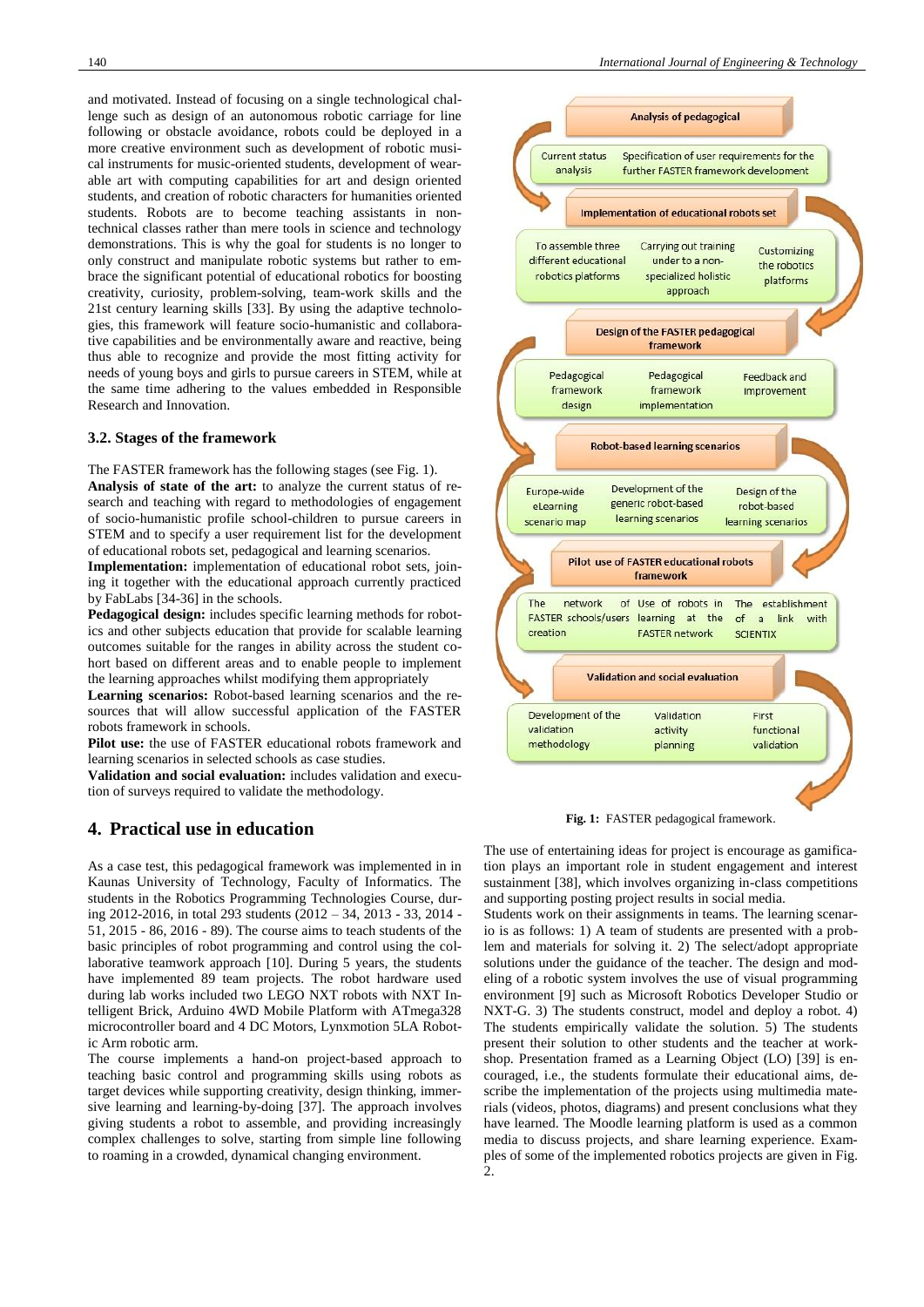and motivated. Instead of focusing on a single technological challenge such as design of an autonomous robotic carriage for line following or obstacle avoidance, robots could be deployed in a more creative environment such as development of robotic musical instruments for music-oriented students, development of wearable art with computing capabilities for art and design oriented students, and creation of robotic characters for humanities oriented students. Robots are to become teaching assistants in non-technical classes rather than mere tools in science and technology demonstrations. This is why the goal for students is no longer to only construct and manipulate robotic systems but rather to embrace the significant potential of educational robotics for boosting creativity, curiosity, problem-solving, team-work skills and the 21st century learning skills [33]. By using the adaptive technologies, this framework will feature socio-humanistic and collaborative capabilities and be environmentally aware and reactive, being thus able to recognize and provide the most fitting activity for needs of young boys and girls to pursue careers in STEM, while at the same time adhering to the values embedded in Responsible Research and Innovation.

### 3.2. Stages of the framework

The FASTER framework has the following stages (see Fig. 1).

**Analysis of state of the art:** to analyze the current status of research and teaching with regard to methodologies of engagement of socio-humanistic profile school-children to pursue careers in STEM and to specify a user requirement list for the development of educational robots set, pedagogical and learning scenarios.

**Implementation:** implementation of educational robot sets, joining it together with the educational approach currently practiced by FabLabs [34-36] in the schools.

**Pedagogical design:** includes specific learning methods for robotics and other subjects education that provide for scalable learning outcomes suitable for the ranges in ability across the student cohort based on different areas and to enable people to implement the learning approaches whilst modifying them appropriately

**Learning scenarios:** Robot-based learning scenarios and the resources that will allow successful application of the FASTER robots framework in schools.

**Pilot use:** the use of FASTER educational robots framework and learning scenarios in selected schools as case studies.

**Validation and social evaluation:** includes validation and execution of surveys required to validate the methodology.

## 4. Practical use in education

As a case test, this pedagogical framework was implemented in in Kaunas University of Technology, Faculty of Informatics. The students in the Robotics Programming Technologies Course, during 2012-2016, in total 293 students (2012 – 34, 2013 - 33, 2014 - 51, 2015 - 86, 2016 - 89). The course aims to teach students of the basic principles of robot programming and control using the collaborative teamwork approach [10]. During 5 years, the students have implemented 89 team projects. The robot hardware used during lab works included two LEGO NXT robots with NXT Intelligent Brick, Arduino 4WD Mobile Platform with ATmega328 microcontroller board and 4 DC Motors, Lynxmotion 5LA Robotic Arm robotic arm.

The course implements a hand-on project-based approach to teaching basic control and programming skills using robots as target devices while supporting creativity, design thinking, immersive learning and learning-by-doing [37]. The approach involves giving students a robot to assemble, and providing increasingly complex challenges to solve, starting from simple line following to roaming in a crowded, dynamical changing environment.

- **Analysis of pedagogical**
  - Current status analysis
  - Specification of user requirements for the further FASTER framework development
- **Implementation of educational robots set**
  - To assemble three different educational robotics platforms
  - Carrying out training under to a non-specialized holistic approach
  - Customizing the robotics platforms
- **Design of the FASTER pedagogical framework**
  - Pedagogical framework design
  - Pedagogical framework implementation
  - Feedback and improvement
- **Robot-based learning scenarios**
  - Europe-wide eLearning scenario map
  - Development of the generic robot-based learning scenarios
  - Design of the robot-based learning scenarios
- **Pilot use of FASTER educational robots framework**
  - The network of FASTER schools/users creation
  - Use of robots in learning at the FASTER network
  - The establishment of a link with SCIENTIX
- **Validation and social evaluation**
  - Development of the validation methodology
  - Validation activity planning
  - First functional validation

**Fig. 1:** FASTER pedagogical framework.

The use of entertaining ideas for project is encourage as gamification plays an important role in student engagement and interest sustainment [38], which involves organizing in-class competitions and supporting posting project results in social media.

Students work on their assignments in teams. The learning scenario is as follows: 1) A team of students are presented with a problem and materials for solving it. 2) The select/adopt appropriate solutions under the guidance of the teacher. The design and modeling of a robotic system involves the use of visual programming environment [9] such as Microsoft Robotics Developer Studio or NXT-G. 3) The students construct, model and deploy a robot. 4) The students empirically validate the solution. 5) The students present their solution to other students and the teacher at workshop. Presentation framed as a Learning Object (LO) [39] is encouraged, i.e., the students formulate their educational aims, describe the implementation of the projects using multimedia materials (videos, photos, diagrams) and present conclusions what they have learned. The Moodle learning platform is used as a common media to discuss projects, and share learning experience. Examples of some of the implemented robotics projects are given in Fig. 2.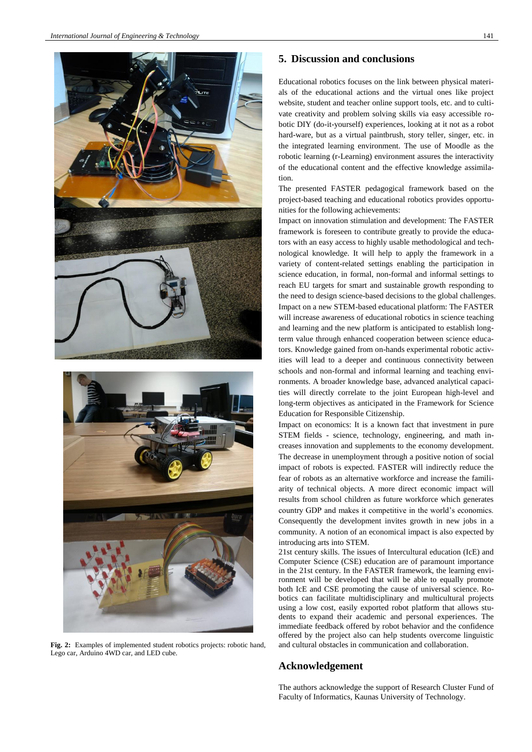Fig. 2: Examples of implemented student robotics projects: robotic hand, Lego car, Arduino 4WD car, and LED cube.

## 5. Discussion and conclusions

Educational robotics focuses on the link between physical materials of the educational actions and the virtual ones like project website, student and teacher online support tools, etc. and to cultivate creativity and problem solving skills via easy accessible robotic DIY (do-it-yourself) experiences, looking at it not as a robot hard-ware, but as a virtual paintbrush, story teller, singer, etc. in the integrated learning environment. The use of Moodle as the robotic learning (r-Learning) environment assures the interactivity of the educational content and the effective knowledge assimilation.

The presented FASTER pedagogical framework based on the project-based teaching and educational robotics provides opportunities for the following achievements:

Impact on innovation stimulation and development: The FASTER framework is foreseen to contribute greatly to provide the educators with an easy access to highly usable methodological and technological knowledge. It will help to apply the framework in a variety of content-related settings enabling the participation in science education, in formal, non-formal and informal settings to reach EU targets for smart and sustainable growth responding to the need to design science-based decisions to the global challenges.

Impact on a new STEM-based educational platform: The FASTER will increase awareness of educational robotics in science teaching and learning and the new platform is anticipated to establish long-term value through enhanced cooperation between science educators. Knowledge gained from on-hands experimental robotic activities will lead to a deeper and continuous connectivity between schools and non-formal and informal learning and teaching environments. A broader knowledge base, advanced analytical capacities will directly correlate to the joint European high-level and long-term objectives as anticipated in the Framework for Science Education for Responsible Citizenship.

Impact on economics: It is a known fact that investment in pure STEM fields - science, technology, engineering, and math increases innovation and supplements to the economy development. The decrease in unemployment through a positive notion of social impact of robots is expected. FASTER will indirectly reduce the fear of robots as an alternative workforce and increase the familiarity of technical objects. A more direct economic impact will results from school children as future workforce which generates country GDP and makes it competitive in the world's economics. Consequently the development invites growth in new jobs in a community. A notion of an economical impact is also expected by introducing arts into STEM.

21st century skills. The issues of Intercultural education (IcE) and Computer Science (CSE) education are of paramount importance in the 21st century. In the FASTER framework, the learning environment will be developed that will be able to equally promote both IcE and CSE promoting the cause of universal science. Robotics can facilitate multidisciplinary and multicultural projects using a low cost, easily exported robot platform that allows students to expand their academic and personal experiences. The immediate feedback offered by robot behavior and the confidence offered by the project also can help students overcome linguistic and cultural obstacles in communication and collaboration.

## Acknowledgement

The authors acknowledge the support of Research Cluster Fund of Faculty of Informatics, Kaunas University of Technology.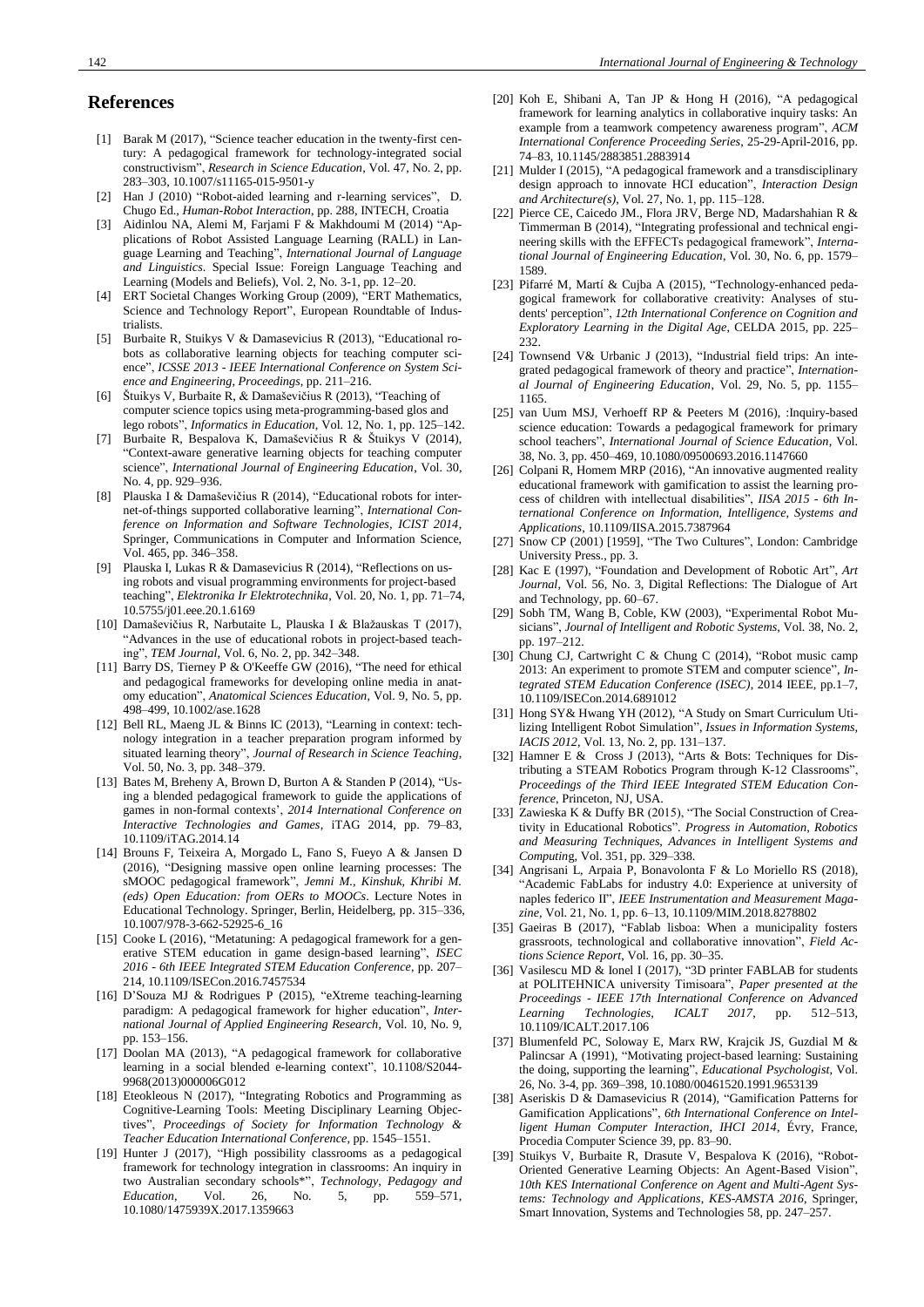## References

- [1] Barak M (2017), "Science teacher education in the twenty-first century: A pedagogical framework for technology-integrated social constructivism", *Research in Science Education*, Vol. 47, No. 2, pp. 283–303, 10.1007/s11165-015-9501-y
- [2] Han J (2010) "Robot-aided learning and r-learning services", D. Chugo Ed., *Human-Robot Interaction*, pp. 288, INTECH, Croatia
- [3] Aidinlou NA, Alemi M, Farjami F & Makhdoumi M (2014) "Applications of Robot Assisted Language Learning (RALL) in Language Learning and Teaching", *International Journal of Language and Linguistics*. Special Issue: Foreign Language Teaching and Learning (Models and Beliefs), Vol. 2, No. 3-1, pp. 12–20.
- [4] ERT Societal Changes Working Group (2009), "ERT Mathematics, Science and Technology Report", European Roundtable of Industrialists.
- [5] Burbaite R, Stuikys V & Damasevicius R (2013), "Educational robots as collaborative learning objects for teaching computer science", *ICSSE 2013 - IEEE International Conference on System Science and Engineering, Proceedings*, pp. 211–216.
- [6] Štuikys V, Burbaite R, & Damaševičius R (2013), "Teaching of computer science topics using meta-programming-based glos and lego robots", *Informatics in Education*, Vol. 12, No. 1, pp. 125–142.
- [7] Burbaite R, Bespalova K, Damaševičius R & Štuikys V (2014), "Context-aware generative learning objects for teaching computer science", *International Journal of Engineering Education*, Vol. 30, No. 4, pp. 929–936.
- [8] Plauska I & Damaševičius R (2014), "Educational robots for internet-of-things supported collaborative learning", *International Conference on Information and Software Technologies, ICIST 2014*, Springer, Communications in Computer and Information Science, Vol. 465, pp. 346–358.
- [9] Plauska I, Lukas R & Damasevicius R (2014), "Reflections on using robots and visual programming environments for project-based teaching", *Elektronika Ir Elektrotechnika*, Vol. 20, No. 1, pp. 71–74, 10.5755/j01.eee.20.1.6169
- [10] Damaševičius R, Narbutaite L, Plauska I & Blažauskas T (2017), "Advances in the use of educational robots in project-based teaching", *TEM Journal*, Vol. 6, No. 2, pp. 342–348.
- [11] Barry DS, Tierney P & O'Keeffe GW (2016), "The need for ethical and pedagogical frameworks for developing online media in anatomy education", *Anatomical Sciences Education*, Vol. 9, No. 5, pp. 498–499, 10.1002/ase.1628
- [12] Bell RL, Maeng JL & Binns IC (2013), "Learning in context: technology integration in a teacher preparation program informed by situated learning theory", *Journal of Research in Science Teaching*, Vol. 50, No. 3, pp. 348–379.
- [13] Bates M, Breheny A, Brown D, Burton A & Standen P (2014), "Using a blended pedagogical framework to guide the applications of games in non-formal contexts', *2014 International Conference on Interactive Technologies and Games*, iTAG 2014, pp. 79–83, 10.1109/iTAG.2014.14
- [14] Brouns F, Teixeira A, Morgado L, Fano S, Fueyo A & Jansen D (2016), "Designing massive open online learning processes: The sMOOC pedagogical framework", *Jemni M., Kinshuk, Khribi M. (eds) Open Education: from OERs to MOOCs*. Lecture Notes in Educational Technology. Springer, Berlin, Heidelberg, pp. 315–336, 10.1007/978-3-662-52925-6_16
- [15] Cooke L (2016), "Metatuning: A pedagogical framework for a generative STEM education in game design-based learning", *ISEC 2016 - 6th IEEE Integrated STEM Education Conference*, pp. 207–214, 10.1109/ISECon.2016.7457534
- [16] D'Souza MJ & Rodrigues P (2015), "eXtreme teaching-learning paradigm: A pedagogical framework for higher education", *International Journal of Applied Engineering Research*, Vol. 10, No. 9, pp. 153–156.
- [17] Doolan MA (2013), "A pedagogical framework for collaborative learning in a social blended e-learning context", 10.1108/S2044-9968(2013)000006G012
- [18] Eteokleous N (2017), "Integrating Robotics and Programming as Cognitive-Learning Tools: Meeting Disciplinary Learning Objectives", *Proceedings of Society for Information Technology & Teacher Education International Conference*, pp. 1545–1551.
- [19] Hunter J (2017), "High possibility classrooms as a pedagogical framework for technology integration in classrooms: An inquiry in two Australian secondary schools*", *Technology, Pedagogy and Education*, Vol. 26, No. 5, pp. 559–571, 10.1080/1475939X.2017.1359663
- [20] Koh E, Shibani A, Tan JP & Hong H (2016), "A pedagogical framework for learning analytics in collaborative inquiry tasks: An example from a teamwork competency awareness program", *ACM International Conference Proceeding Series*, 25-29-April-2016, pp. 74–83, 10.1145/2883851.2883914
- [21] Mulder I (2015), "A pedagogical framework and a transdisciplinary design approach to innovate HCI education", *Interaction Design and Architecture(s)*, Vol. 27, No. 1, pp. 115–128.
- [22] Pierce CE, Caicedo JM., Flora JRV, Berge ND, Madarshahian R & Timmerman B (2014), "Integrating professional and technical engineering skills with the EFFECTs pedagogical framework", *International Journal of Engineering Education*, Vol. 30, No. 6, pp. 1579–1589.
- [23] Pifarré M, Martí & Cujba A (2015), "Technology-enhanced pedagogical framework for collaborative creativity: Analyses of students' perception", *12th International Conference on Cognition and Exploratory Learning in the Digital Age*, CELDA 2015, pp. 225–232.
- [24] Townsend V& Urbanic J (2013), "Industrial field trips: An integrated pedagogical framework of theory and practice", *International Journal of Engineering Education*, Vol. 29, No. 5, pp. 1155–1165.
- [25] van Uum MSJ, Verhoeff RP & Peeters M (2016), :Inquiry-based science education: Towards a pedagogical framework for primary school teachers", *International Journal of Science Education*, Vol. 38, No. 3, pp. 450–469, 10.1080/09500693.2016.1147660
- [26] Colpani R, Homem MRP (2016), "An innovative augmented reality educational framework with gamification to assist the learning process of children with intellectual disabilities", *IISA 2015 - 6th International Conference on Information, Intelligence, Systems and Applications*, 10.1109/IISA.2015.7387964
- [27] Snow CP (2001) [1959], "The Two Cultures", London: Cambridge University Press., pp. 3.
- [28] Kac E (1997), "Foundation and Development of Robotic Art", *Art Journal*, Vol. 56, No. 3, Digital Reflections: The Dialogue of Art and Technology, pp. 60–67.
- [29] Sobh TM, Wang B, Coble, KW (2003), "Experimental Robot Musicians", *Journal of Intelligent and Robotic Systems*, Vol. 38, No. 2, pp. 197–212.
- [30] Chung CJ, Cartwright C & Chung C (2014), "Robot music camp 2013: An experiment to promote STEM and computer science", *Integrated STEM Education Conference (ISEC)*, 2014 IEEE, pp.1–7, 10.1109/ISECon.2014.6891012
- [31] Hong SY& Hwang YH (2012), "A Study on Smart Curriculum Utilizing Intelligent Robot Simulation", *Issues in Information Systems, IACIS 2012*, Vol. 13, No. 2, pp. 131–137.
- [32] Hamner E & Cross J (2013), "Arts & Bots: Techniques for Distributing a STEAM Robotics Program through K-12 Classrooms", *Proceedings of the Third IEEE Integrated STEM Education Conference*, Princeton, NJ, USA.
- [33] Zawieska K & Duffy BR (2015), "The Social Construction of Creativity in Educational Robotics". *Progress in Automation, Robotics and Measuring Techniques, Advances in Intelligent Systems and Computing*, Vol. 351, pp. 329–338.
- [34] Angrisani L, Arpaia P, Bonavolonta F & Lo Moriello RS (2018), "Academic FabLabs for industry 4.0: Experience at university of naples federico II", *IEEE Instrumentation and Measurement Magazine*, Vol. 21, No. 1, pp. 6–13, 10.1109/MIM.2018.8278802
- [35] Gaeiras B (2017), "Fablab lisboa: When a municipality fosters grassroots, technological and collaborative innovation", *Field Actions Science Report*, Vol. 16, pp. 30–35.
- [36] Vasilescu MD & Ionel I (2017), "3D printer FABLAB for students at POLITEHNICA university Timisoara", *Paper presented at the Proceedings - IEEE 17th International Conference on Advanced Learning Technologies, ICALT 2017*, pp. 512–513, 10.1109/ICALT.2017.106
- [37] Blumenfeld PC, Soloway E, Marx RW, Krajcik JS, Guzdial M & Palincsar A (1991), "Motivating project-based learning: Sustaining the doing, supporting the learning", *Educational Psychologist*, Vol. 26, No. 3-4, pp. 369–398, 10.1080/00461520.1991.9653139
- [38] Aseriskis D & Damasevicius R (2014), "Gamification Patterns for Gamification Applications", *6th International Conference on Intelligent Human Computer Interaction, IHCI 2014*, Évry, France, Procedia Computer Science 39, pp. 83–90.
- [39] Stuikys V, Burbaite R, Drasute V, Bespalova K (2016), "Robot-Oriented Generative Learning Objects: An Agent-Based Vision", *10th KES International Conference on Agent and Multi-Agent Systems: Technology and Applications, KES-AMSTA 2016*, Springer, Smart Innovation, Systems and Technologies 58, pp. 247–257.